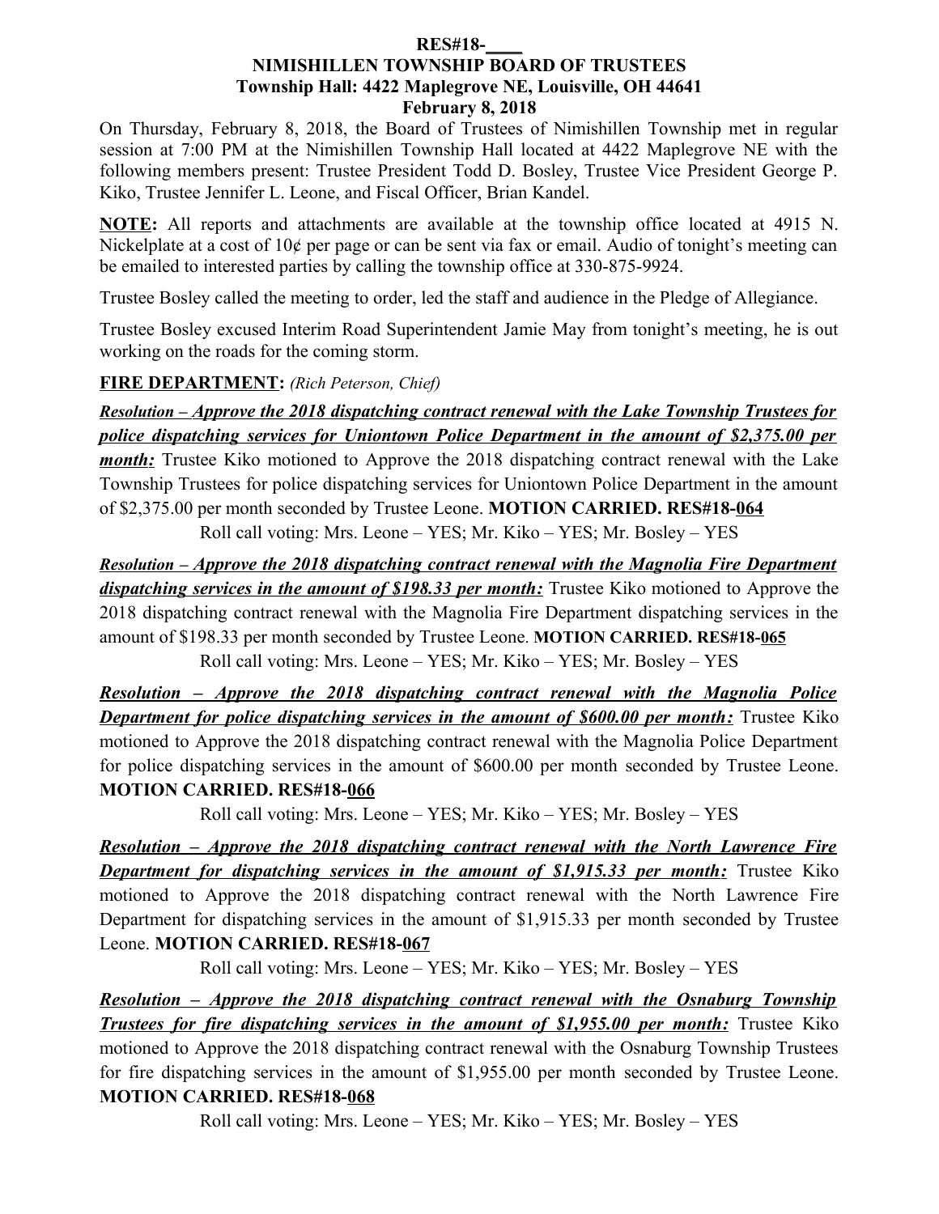**RES#18-\_\_\_\_**

**NIMISHILLEN TOWNSHIP BOARD OF TRUSTEES**
**Township Hall: 4422 Maplegrove NE, Louisville, OH 44641**
**February 8, 2018**

On Thursday, February 8, 2018, the Board of Trustees of Nimishillen Township met in regular session at 7:00 PM at the Nimishillen Township Hall located at 4422 Maplegrove NE with the following members present: Trustee President Todd D. Bosley, Trustee Vice President George P. Kiko, Trustee Jennifer L. Leone, and Fiscal Officer, Brian Kandel.

**NOTE:** All reports and attachments are available at the township office located at 4915 N. Nickelplate at a cost of 10¢ per page or can be sent via fax or email. Audio of tonight's meeting can be emailed to interested parties by calling the township office at 330-875-9924.

Trustee Bosley called the meeting to order, led the staff and audience in the Pledge of Allegiance.

Trustee Bosley excused Interim Road Superintendent Jamie May from tonight's meeting, he is out working on the roads for the coming storm.

**FIRE DEPARTMENT:** *(Rich Peterson, Chief)*

***Resolution – Approve the 2018 dispatching contract renewal with the Lake Township Trustees for police dispatching services for Uniontown Police Department in the amount of $2,375.00 per month:*** Trustee Kiko motioned to Approve the 2018 dispatching contract renewal with the Lake Township Trustees for police dispatching services for Uniontown Police Department in the amount of $2,375.00 per month seconded by Trustee Leone. **MOTION CARRIED. RES#18-064**

Roll call voting: Mrs. Leone – YES; Mr. Kiko – YES; Mr. Bosley – YES

***Resolution – Approve the 2018 dispatching contract renewal with the Magnolia Fire Department dispatching services in the amount of $198.33 per month:*** Trustee Kiko motioned to Approve the 2018 dispatching contract renewal with the Magnolia Fire Department dispatching services in the amount of $198.33 per month seconded by Trustee Leone. **MOTION CARRIED. RES#18-065**

Roll call voting: Mrs. Leone – YES; Mr. Kiko – YES; Mr. Bosley – YES

***Resolution – Approve the 2018 dispatching contract renewal with the Magnolia Police Department for police dispatching services in the amount of $600.00 per month:*** Trustee Kiko motioned to Approve the 2018 dispatching contract renewal with the Magnolia Police Department for police dispatching services in the amount of $600.00 per month seconded by Trustee Leone. **MOTION CARRIED. RES#18-066**

Roll call voting: Mrs. Leone – YES; Mr. Kiko – YES; Mr. Bosley – YES

***Resolution – Approve the 2018 dispatching contract renewal with the North Lawrence Fire Department for dispatching services in the amount of $1,915.33 per month:*** Trustee Kiko motioned to Approve the 2018 dispatching contract renewal with the North Lawrence Fire Department for dispatching services in the amount of $1,915.33 per month seconded by Trustee Leone. **MOTION CARRIED. RES#18-067**

Roll call voting: Mrs. Leone – YES; Mr. Kiko – YES; Mr. Bosley – YES

***Resolution – Approve the 2018 dispatching contract renewal with the Osnaburg Township Trustees for fire dispatching services in the amount of $1,955.00 per month:*** Trustee Kiko motioned to Approve the 2018 dispatching contract renewal with the Osnaburg Township Trustees for fire dispatching services in the amount of $1,955.00 per month seconded by Trustee Leone. **MOTION CARRIED. RES#18-068**

Roll call voting: Mrs. Leone – YES; Mr. Kiko – YES; Mr. Bosley – YES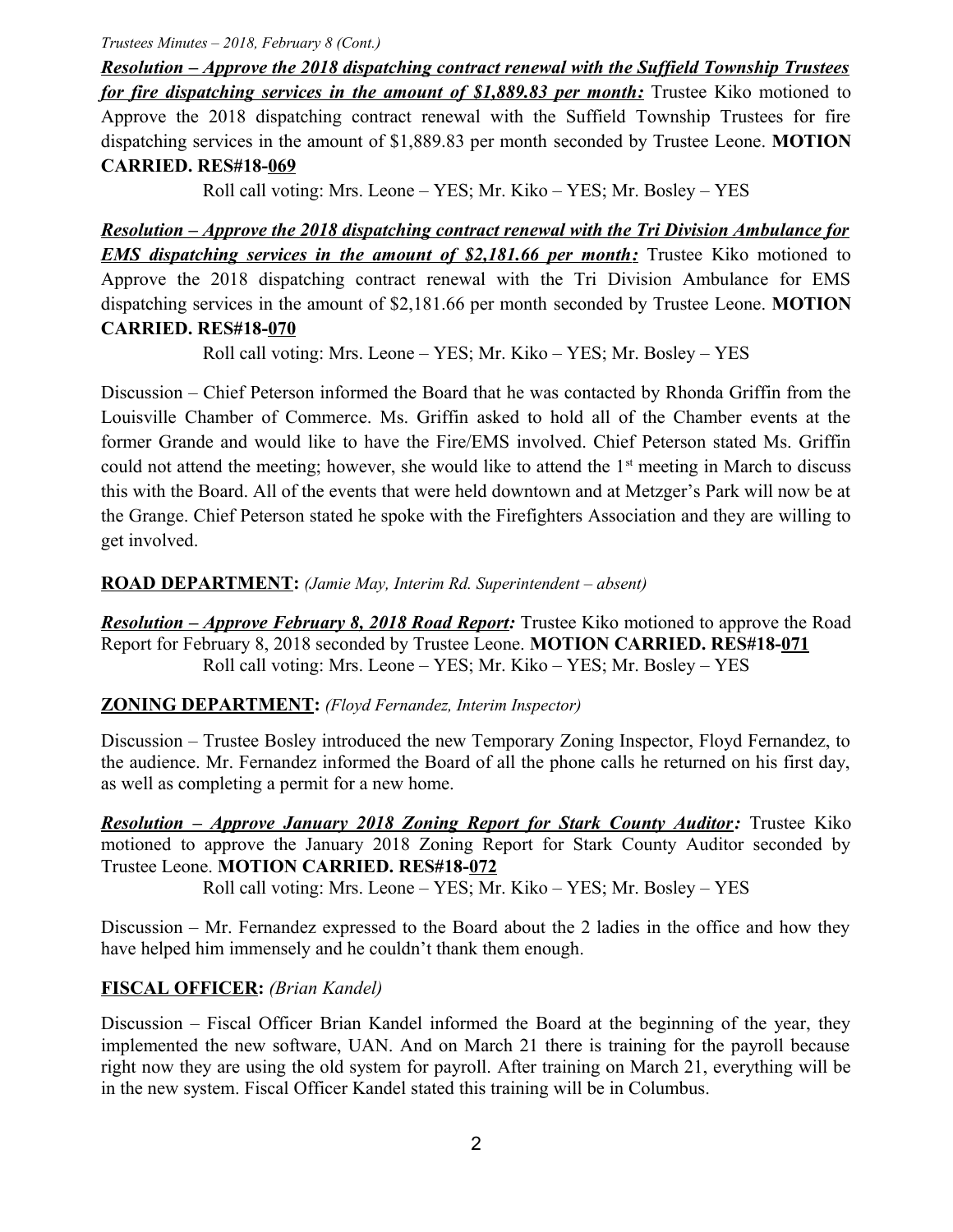***Resolution – Approve the 2018 dispatching contract renewal with the Suffield Township Trustees for fire dispatching services in the amount of $1,889.83 per month:*** Trustee Kiko motioned to Approve the 2018 dispatching contract renewal with the Suffield Township Trustees for fire dispatching services in the amount of $1,889.83 per month seconded by Trustee Leone. **MOTION CARRIED. RES#18-069**

Roll call voting: Mrs. Leone – YES; Mr. Kiko – YES; Mr. Bosley – YES

***Resolution – Approve the 2018 dispatching contract renewal with the Tri Division Ambulance for EMS dispatching services in the amount of $2,181.66 per month:*** Trustee Kiko motioned to Approve the 2018 dispatching contract renewal with the Tri Division Ambulance for EMS dispatching services in the amount of $2,181.66 per month seconded by Trustee Leone. **MOTION CARRIED. RES#18-070**

Roll call voting: Mrs. Leone – YES; Mr. Kiko – YES; Mr. Bosley – YES

Discussion – Chief Peterson informed the Board that he was contacted by Rhonda Griffin from the Louisville Chamber of Commerce. Ms. Griffin asked to hold all of the Chamber events at the former Grande and would like to have the Fire/EMS involved. Chief Peterson stated Ms. Griffin could not attend the meeting; however, she would like to attend the 1st meeting in March to discuss this with the Board. All of the events that were held downtown and at Metzger's Park will now be at the Grange. Chief Peterson stated he spoke with the Firefighters Association and they are willing to get involved.

**ROAD DEPARTMENT:** *(Jamie May, Interim Rd. Superintendent – absent)*

***Resolution – Approve February 8, 2018 Road Report:*** Trustee Kiko motioned to approve the Road Report for February 8, 2018 seconded by Trustee Leone. **MOTION CARRIED. RES#18-071**

Roll call voting: Mrs. Leone – YES; Mr. Kiko – YES; Mr. Bosley – YES

**ZONING DEPARTMENT:** *(Floyd Fernandez, Interim Inspector)*

Discussion – Trustee Bosley introduced the new Temporary Zoning Inspector, Floyd Fernandez, to the audience. Mr. Fernandez informed the Board of all the phone calls he returned on his first day, as well as completing a permit for a new home.

***Resolution – Approve January 2018 Zoning Report for Stark County Auditor:*** Trustee Kiko motioned to approve the January 2018 Zoning Report for Stark County Auditor seconded by Trustee Leone. **MOTION CARRIED. RES#18-072**

Roll call voting: Mrs. Leone – YES; Mr. Kiko – YES; Mr. Bosley – YES

Discussion – Mr. Fernandez expressed to the Board about the 2 ladies in the office and how they have helped him immensely and he couldn't thank them enough.

**FISCAL OFFICER:** *(Brian Kandel)*

Discussion – Fiscal Officer Brian Kandel informed the Board at the beginning of the year, they implemented the new software, UAN. And on March 21 there is training for the payroll because right now they are using the old system for payroll. After training on March 21, everything will be in the new system. Fiscal Officer Kandel stated this training will be in Columbus.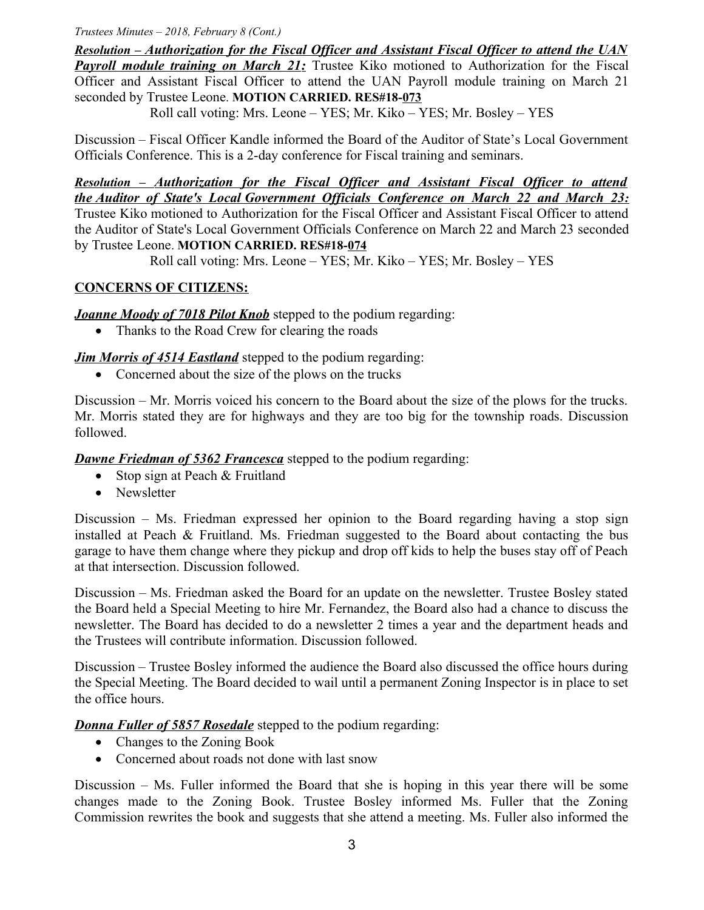***Resolution – Authorization for the Fiscal Officer and Assistant Fiscal Officer to attend the UAN Payroll module training on March 21:*** Trustee Kiko motioned to Authorization for the Fiscal Officer and Assistant Fiscal Officer to attend the UAN Payroll module training on March 21 seconded by Trustee Leone. **MOTION CARRIED. RES#18-073**

Roll call voting: Mrs. Leone – YES; Mr. Kiko – YES; Mr. Bosley – YES

Discussion – Fiscal Officer Kandle informed the Board of the Auditor of State's Local Government Officials Conference. This is a 2-day conference for Fiscal training and seminars.

***Resolution – Authorization for the Fiscal Officer and Assistant Fiscal Officer to attend the Auditor of State's Local Government Officials Conference on March 22 and March 23:*** Trustee Kiko motioned to Authorization for the Fiscal Officer and Assistant Fiscal Officer to attend the Auditor of State's Local Government Officials Conference on March 22 and March 23 seconded by Trustee Leone. **MOTION CARRIED. RES#18-074**

Roll call voting: Mrs. Leone – YES; Mr. Kiko – YES; Mr. Bosley – YES

**CONCERNS OF CITIZENS:**

***Joanne Moody of 7018 Pilot Knob*** stepped to the podium regarding:

- Thanks to the Road Crew for clearing the roads

***Jim Morris of 4514 Eastland*** stepped to the podium regarding:

- Concerned about the size of the plows on the trucks

Discussion – Mr. Morris voiced his concern to the Board about the size of the plows for the trucks. Mr. Morris stated they are for highways and they are too big for the township roads. Discussion followed.

***Dawne Friedman of 5362 Francesca*** stepped to the podium regarding:

- Stop sign at Peach & Fruitland
- Newsletter

Discussion – Ms. Friedman expressed her opinion to the Board regarding having a stop sign installed at Peach & Fruitland. Ms. Friedman suggested to the Board about contacting the bus garage to have them change where they pickup and drop off kids to help the buses stay off of Peach at that intersection. Discussion followed.

Discussion – Ms. Friedman asked the Board for an update on the newsletter. Trustee Bosley stated the Board held a Special Meeting to hire Mr. Fernandez, the Board also had a chance to discuss the newsletter. The Board has decided to do a newsletter 2 times a year and the department heads and the Trustees will contribute information. Discussion followed.

Discussion – Trustee Bosley informed the audience the Board also discussed the office hours during the Special Meeting. The Board decided to wail until a permanent Zoning Inspector is in place to set the office hours.

***Donna Fuller of 5857 Rosedale*** stepped to the podium regarding:

- Changes to the Zoning Book
- Concerned about roads not done with last snow

Discussion – Ms. Fuller informed the Board that she is hoping in this year there will be some changes made to the Zoning Book. Trustee Bosley informed Ms. Fuller that the Zoning Commission rewrites the book and suggests that she attend a meeting. Ms. Fuller also informed the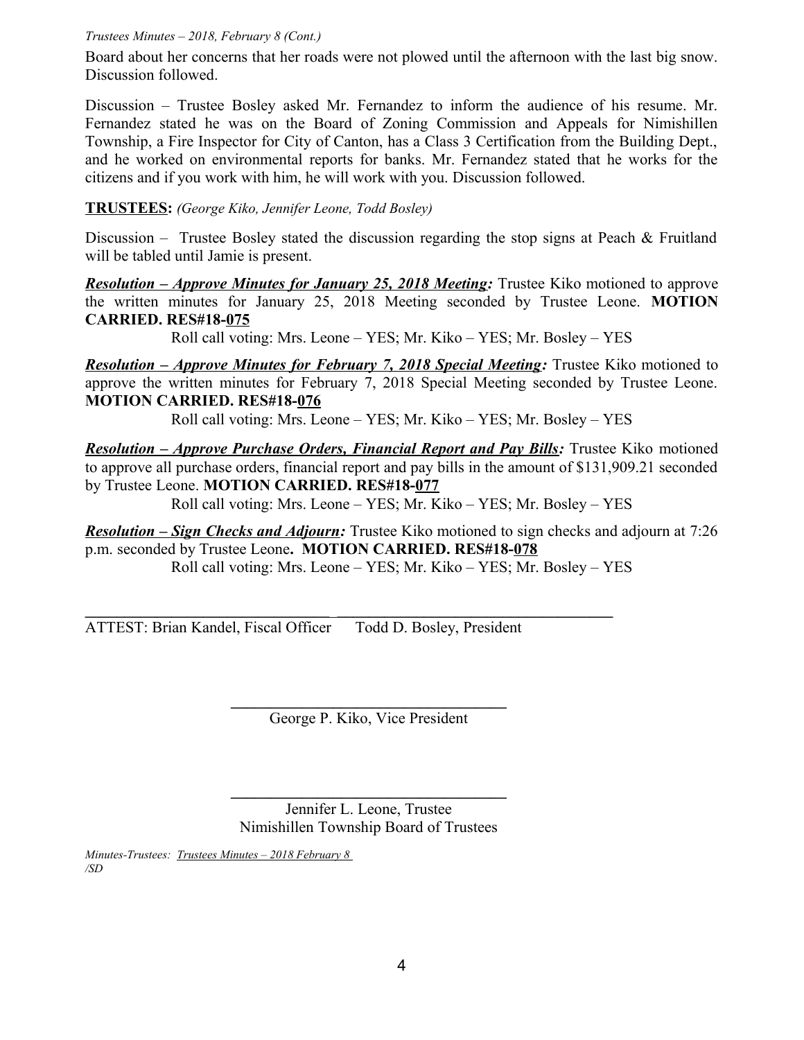Board about her concerns that her roads were not plowed until the afternoon with the last big snow. Discussion followed.

Discussion – Trustee Bosley asked Mr. Fernandez to inform the audience of his resume. Mr. Fernandez stated he was on the Board of Zoning Commission and Appeals for Nimishillen Township, a Fire Inspector for City of Canton, has a Class 3 Certification from the Building Dept., and he worked on environmental reports for banks. Mr. Fernandez stated that he works for the citizens and if you work with him, he will work with you. Discussion followed.

**TRUSTEES:** *(George Kiko, Jennifer Leone, Todd Bosley)*

Discussion – Trustee Bosley stated the discussion regarding the stop signs at Peach & Fruitland will be tabled until Jamie is present.

***Resolution – Approve Minutes for January 25, 2018 Meeting:*** Trustee Kiko motioned to approve the written minutes for January 25, 2018 Meeting seconded by Trustee Leone. **MOTION CARRIED. RES#18-075**

Roll call voting: Mrs. Leone – YES; Mr. Kiko – YES; Mr. Bosley – YES

***Resolution – Approve Minutes for February 7, 2018 Special Meeting:*** Trustee Kiko motioned to approve the written minutes for February 7, 2018 Special Meeting seconded by Trustee Leone. **MOTION CARRIED. RES#18-076**

Roll call voting: Mrs. Leone – YES; Mr. Kiko – YES; Mr. Bosley – YES

***Resolution – Approve Purchase Orders, Financial Report and Pay Bills:*** Trustee Kiko motioned to approve all purchase orders, financial report and pay bills in the amount of $131,909.21 seconded by Trustee Leone. **MOTION CARRIED. RES#18-077**

Roll call voting: Mrs. Leone – YES; Mr. Kiko – YES; Mr. Bosley – YES

***Resolution – Sign Checks and Adjourn:*** Trustee Kiko motioned to sign checks and adjourn at 7:26 p.m. seconded by Trustee Leone. **MOTION CARRIED. RES#18-078**

Roll call voting: Mrs. Leone – YES; Mr. Kiko – YES; Mr. Bosley – YES

ATTEST: Brian Kandel, Fiscal Officer     Todd D. Bosley, President

George P. Kiko, Vice President

Jennifer L. Leone, Trustee
Nimishillen Township Board of Trustees

*Minutes-Trustees: Trustees Minutes – 2018 February 8*
*/SD*